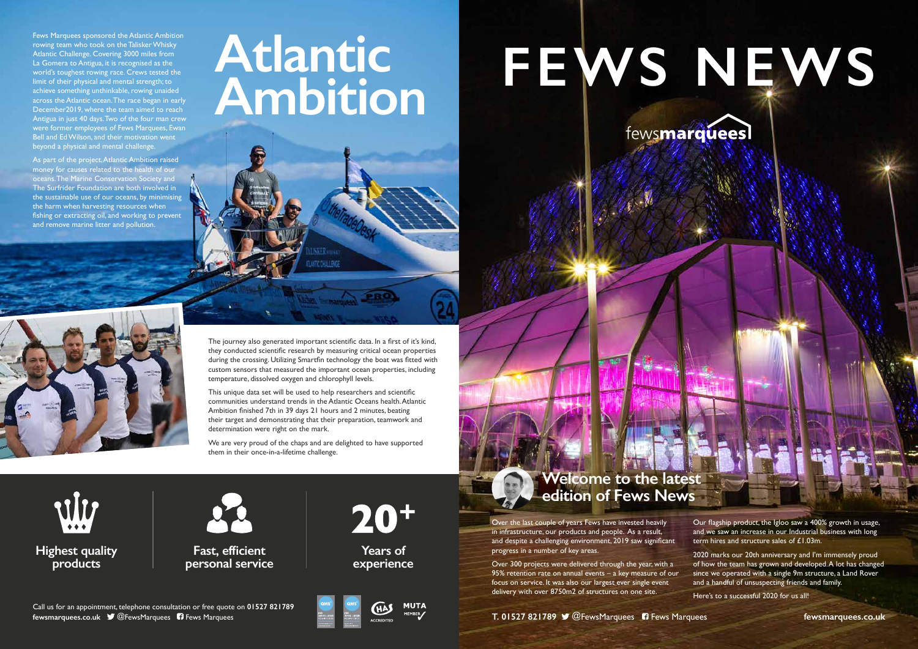# Atlantic Ambition

Fews Marquees sponsored the Atlantic Ambition rowing team who took on the Talisker Whisky Atlantic Challenge. Covering 3000 miles from La Gomera to Antigua, it is recognised as the world's toughest rowing race. Crews tested the limit of their physical and mental strength; to achieve something unthinkable, rowing unaided across the Atlantic ocean. The race began in early December2019, where the team aimed to reach Antigua in just 40 days. Two of the four man crew were former employees of Fews Marquees, Ewan Bell and Ed Wilson, and their motivation went beyond a physical and mental challenge.

As part of the project, Atlantic Ambition raised money for causes related to the health of our oceans. The Marine Conservation Society and The Surfrider Foundation are both involved in the sustainable use of our oceans, by minimising the harm when harvesting resources when fishing or extracting oil, and working to prevent and remove marine litter and pollution.

The journey also generated important scientific data. In a first of it's kind, they conducted scientific research by measuring critical ocean properties during the crossing. Utilizing Smartfin technology the boat was fitted with custom sensors that measured the important ocean properties, including temperature, dissolved oxygen and chlorophyll levels.

This unique data set will be used to help researchers and scientific communities understand trends in the Atlantic Oceans health. Atlantic Ambition finished 7th in 39 days 21 hours and 2 minutes, beating their target and demonstrating that their preparation, teamwork and determination were right on the mark.

We are very proud of the chaps and are delighted to have supported them in their once-in-a-lifetime challenge.

**Highest quality products**

**Fast, efficient personal service**

**20+ Years of experience**

Call us for an appointment, telephone consultation or free quote on **01527 821789**
**fewsmarquees.co.uk** @FewsMarquees Fews Marquees

# FEWS NEWS

fews**marquees**

## Welcome to the latest edition of Fews News

Over the last couple of years Fews have invested heavily in infrastructure, our products and people. As a result, and despite a challenging environment, 2019 saw significant progress in a number of key areas.

Over 300 projects were delivered through the year, with a 95% retention rate on annual events – a key measure of our focus on service. It was also our largest ever single event delivery with over 8750m2 of structures on one site.

Our flagship product, the Igloo saw a 400% growth in usage, and we saw an increase in our Industrial business with long term hires and structure sales of £1.03m.

2020 marks our 20th anniversary and I'm immensely proud of how the team has grown and developed. A lot has changed since we operated with a single 9m structure, a Land Rover and a handful of unsuspecting friends and family.

Here's to a successful 2020 for us all!

**T. 01527 821789** @FewsMarquees Fews Marquees **fewsmarquees.co.uk**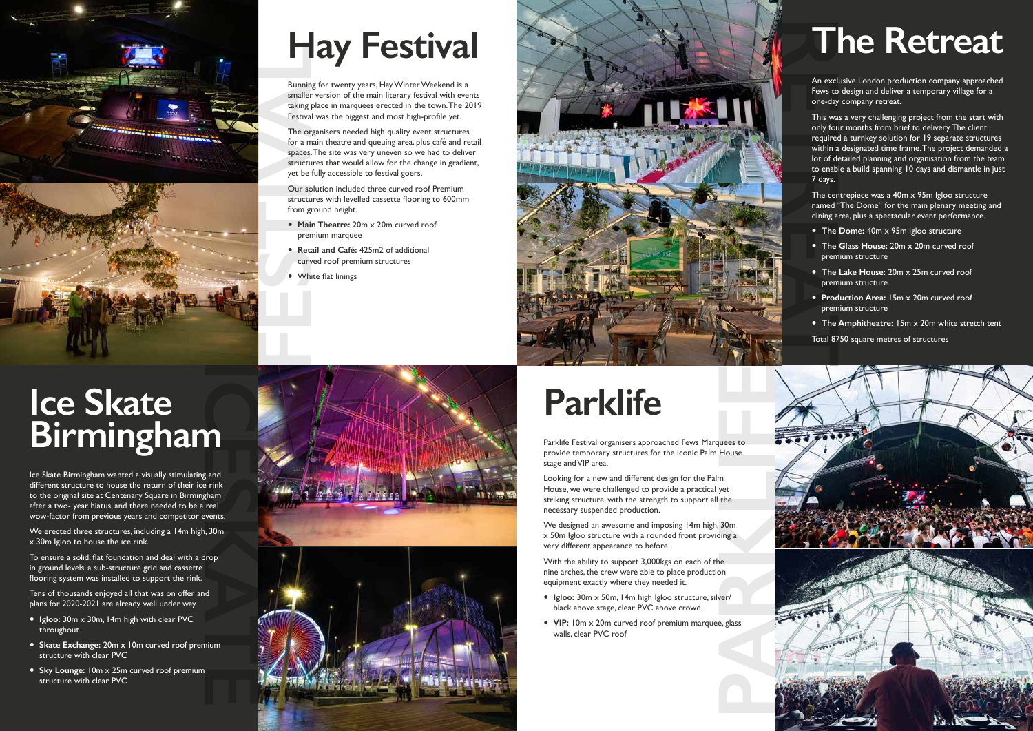# Hay Festival

Running for twenty years, Hay Winter Weekend is a smaller version of the main literary festival with events taking place in marquees erected in the town. The 2019 Festival was the biggest and most high-profile yet.

The organisers needed high quality event structures for a main theatre and queuing area, plus café and retail spaces. The site was very uneven so we had to deliver structures that would allow for the change in gradient, yet be fully accessible to festival goers.

Our solution included three curved roof Premium structures with levelled cassette flooring to 600mm from ground height.

- **Main Theatre:** 20m x 20m curved roof premium marquee
- **Retail and Café:** 425m2 of additional curved roof premium structures
- White flat linings

# The Retreat

An exclusive London production company approached Fews to design and deliver a temporary village for a one-day company retreat.

This was a very challenging project from the start with only four months from brief to delivery. The client required a turnkey solution for 19 separate structures within a designated time frame. The project demanded a lot of detailed planning and organisation from the team to enable a build spanning 10 days and dismantle in just 7 days.

The centrepiece was a 40m x 95m Igloo structure named "The Dome" for the main plenary meeting and dining area, plus a spectacular event performance.

- **The Dome:** 40m x 95m Igloo structure
- **The Glass House:** 20m x 20m curved roof premium structure
- **The Lake House:** 20m x 25m curved roof premium structure
- **Production Area:** 15m x 20m curved roof premium structure
- **The Amphitheatre:** 15m x 20m white stretch tent

Total 8750 square metres of structures

# Ice Skate Birmingham

Ice Skate Birmingham wanted a visually stimulating and different structure to house the return of their ice rink to the original site at Centenary Square in Birmingham after a two- year hiatus, and there needed to be a real wow-factor from previous years and competitor events.

We erected three structures, including a 14m high, 30m x 30m Igloo to house the ice rink.

To ensure a solid, flat foundation and deal with a drop in ground levels, a sub-structure grid and cassette flooring system was installed to support the rink.

Tens of thousands enjoyed all that was on offer and plans for 2020-2021 are already well under way.

- **Igloo:** 30m x 30m, 14m high with clear PVC throughout
- **Skate Exchange:** 20m x 10m curved roof premium structure with clear PVC
- **Sky Lounge:** 10m x 25m curved roof premium structure with clear PVC

# Parklife

Parklife Festival organisers approached Fews Marquees to provide temporary structures for the iconic Palm House stage and VIP area.

Looking for a new and different design for the Palm House, we were challenged to provide a practical yet striking structure, with the strength to support all the necessary suspended production.

We designed an awesome and imposing 14m high, 30m x 50m Igloo structure with a rounded front providing a very different appearance to before.

With the ability to support 3,000kgs on each of the nine arches, the crew were able to place production equipment exactly where they needed it.

- **Igloo:** 30m x 50m, 14m high Igloo structure, silver/black above stage, clear PVC above crowd
- **VIP:** 10m x 20m curved roof premium marquee, glass walls, clear PVC roof